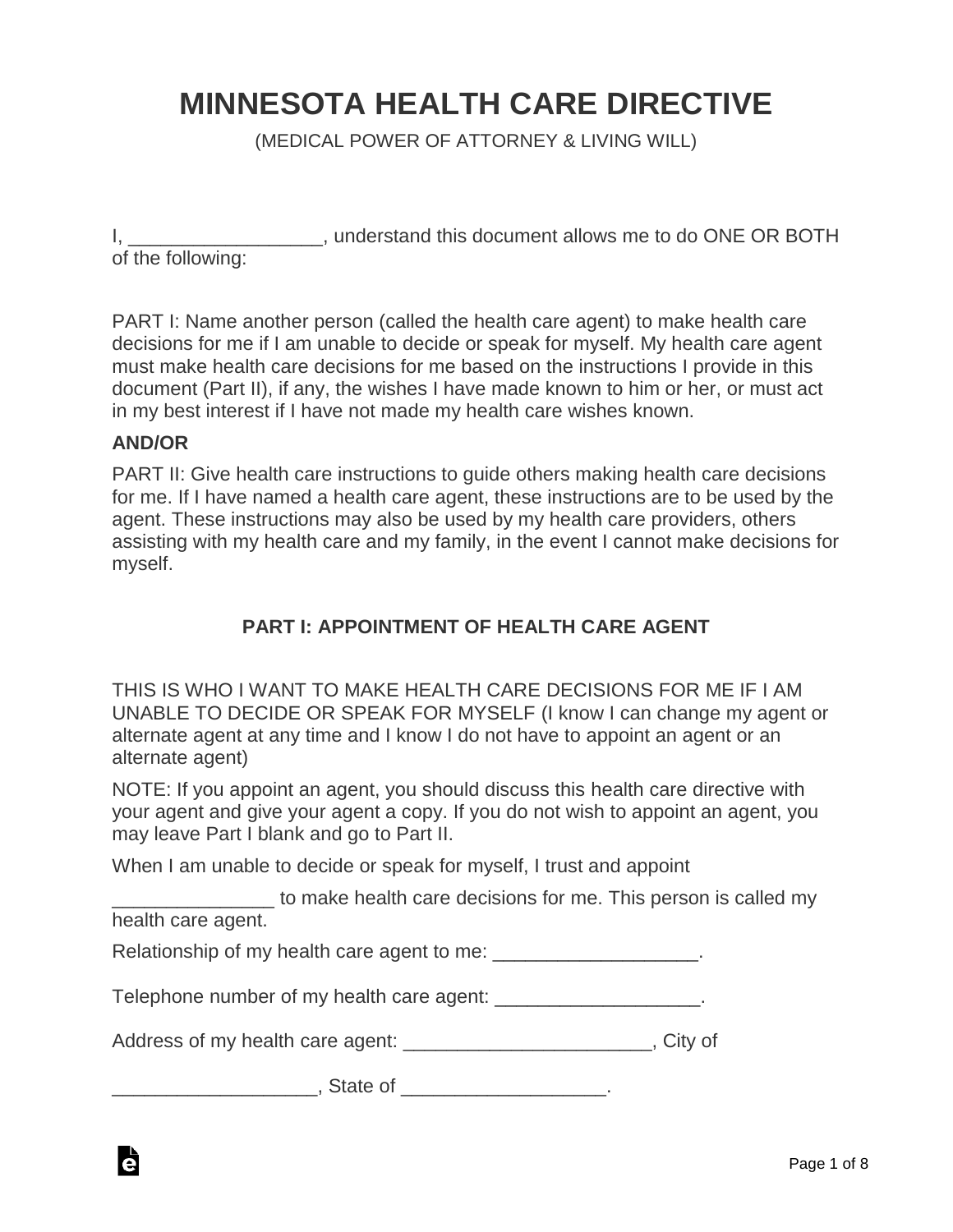# MINNESOTA HEALTH CARE DIRECTIVE

(MEDICAL POWER OF ATTORNEY & LIVING WILL)

I, __________________, understand this document allows me to do ONE OR BOTH of the following:

PART I: Name another person (called the health care agent) to make health care decisions for me if I am unable to decide or speak for myself. My health care agent must make health care decisions for me based on the instructions I provide in this document (Part II), if any, the wishes I have made known to him or her, or must act in my best interest if I have not made my health care wishes known.

**AND/OR**

PART II: Give health care instructions to guide others making health care decisions for me. If I have named a health care agent, these instructions are to be used by the agent. These instructions may also be used by my health care providers, others assisting with my health care and my family, in the event I cannot make decisions for myself.

## PART I: APPOINTMENT OF HEALTH CARE AGENT

THIS IS WHO I WANT TO MAKE HEALTH CARE DECISIONS FOR ME IF I AM UNABLE TO DECIDE OR SPEAK FOR MYSELF (I know I can change my agent or alternate agent at any time and I know I do not have to appoint an agent or an alternate agent)

NOTE: If you appoint an agent, you should discuss this health care directive with your agent and give your agent a copy. If you do not wish to appoint an agent, you may leave Part I blank and go to Part II.

When I am unable to decide or speak for myself, I trust and appoint

_______________ to make health care decisions for me. This person is called my health care agent.

Relationship of my health care agent to me: ___________________.

Telephone number of my health care agent: ___________________.

Address of my health care agent: _______________________, City of

___________________, State of ___________________.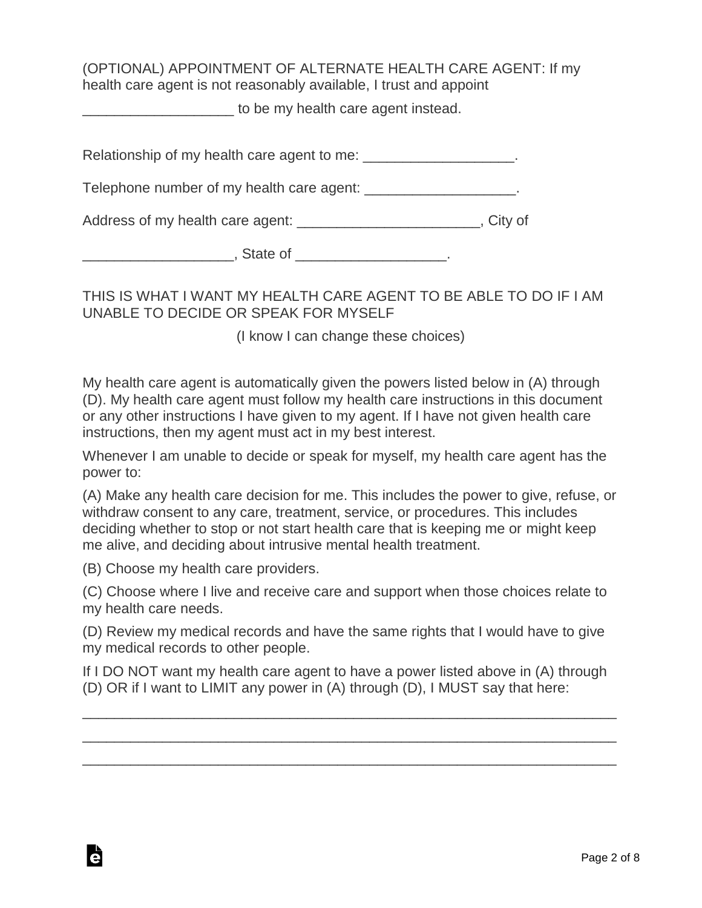(OPTIONAL) APPOINTMENT OF ALTERNATE HEALTH CARE AGENT: If my health care agent is not reasonably available, I trust and appoint ___________________ to be my health care agent instead.

Relationship of my health care agent to me: ___________________.

Telephone number of my health care agent: ___________________.

Address of my health care agent: _______________________, City of ___________________, State of ___________________.

THIS IS WHAT I WANT MY HEALTH CARE AGENT TO BE ABLE TO DO IF I AM UNABLE TO DECIDE OR SPEAK FOR MYSELF

(I know I can change these choices)

My health care agent is automatically given the powers listed below in (A) through (D). My health care agent must follow my health care instructions in this document or any other instructions I have given to my agent. If I have not given health care instructions, then my agent must act in my best interest.

Whenever I am unable to decide or speak for myself, my health care agent has the power to:

(A) Make any health care decision for me. This includes the power to give, refuse, or withdraw consent to any care, treatment, service, or procedures. This includes deciding whether to stop or not start health care that is keeping me or might keep me alive, and deciding about intrusive mental health treatment.

(B) Choose my health care providers.

(C) Choose where I live and receive care and support when those choices relate to my health care needs.

(D) Review my medical records and have the same rights that I would have to give my medical records to other people.

If I DO NOT want my health care agent to have a power listed above in (A) through (D) OR if I want to LIMIT any power in (A) through (D), I MUST say that here:

_____________________________________________________________________

_____________________________________________________________________

_____________________________________________________________________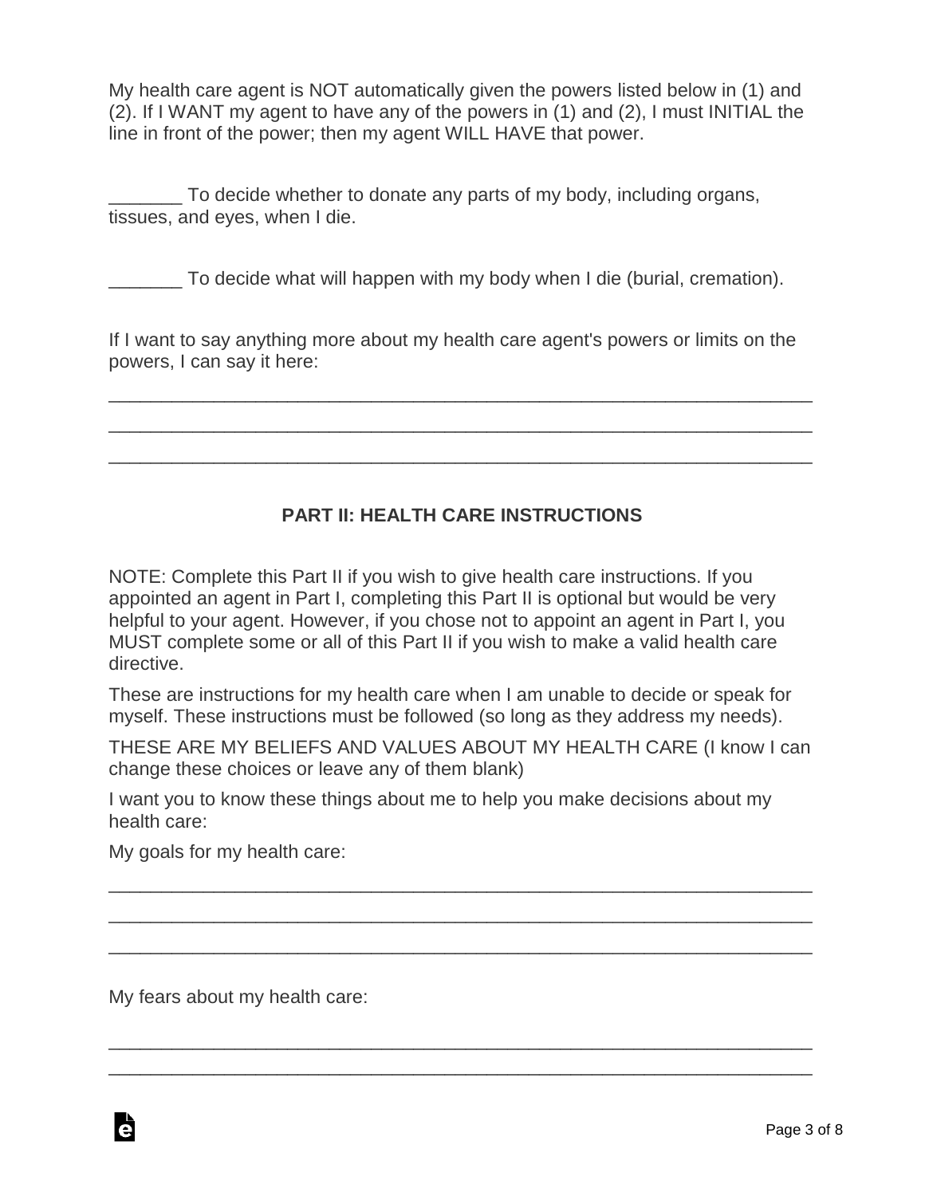My health care agent is NOT automatically given the powers listed below in (1) and (2). If I WANT my agent to have any of the powers in (1) and (2), I must INITIAL the line in front of the power; then my agent WILL HAVE that power.

_______ To decide whether to donate any parts of my body, including organs, tissues, and eyes, when I die.

_______ To decide what will happen with my body when I die (burial, cremation).

If I want to say anything more about my health care agent's powers or limits on the powers, I can say it here:

_____________________________________________________________________
_____________________________________________________________________
_____________________________________________________________________

## PART II: HEALTH CARE INSTRUCTIONS

NOTE: Complete this Part II if you wish to give health care instructions. If you appointed an agent in Part I, completing this Part II is optional but would be very helpful to your agent. However, if you chose not to appoint an agent in Part I, you MUST complete some or all of this Part II if you wish to make a valid health care directive.

These are instructions for my health care when I am unable to decide or speak for myself. These instructions must be followed (so long as they address my needs).

THESE ARE MY BELIEFS AND VALUES ABOUT MY HEALTH CARE (I know I can change these choices or leave any of them blank)

I want you to know these things about me to help you make decisions about my health care:

My goals for my health care:

_____________________________________________________________________
_____________________________________________________________________
_____________________________________________________________________

My fears about my health care:

_____________________________________________________________________
_____________________________________________________________________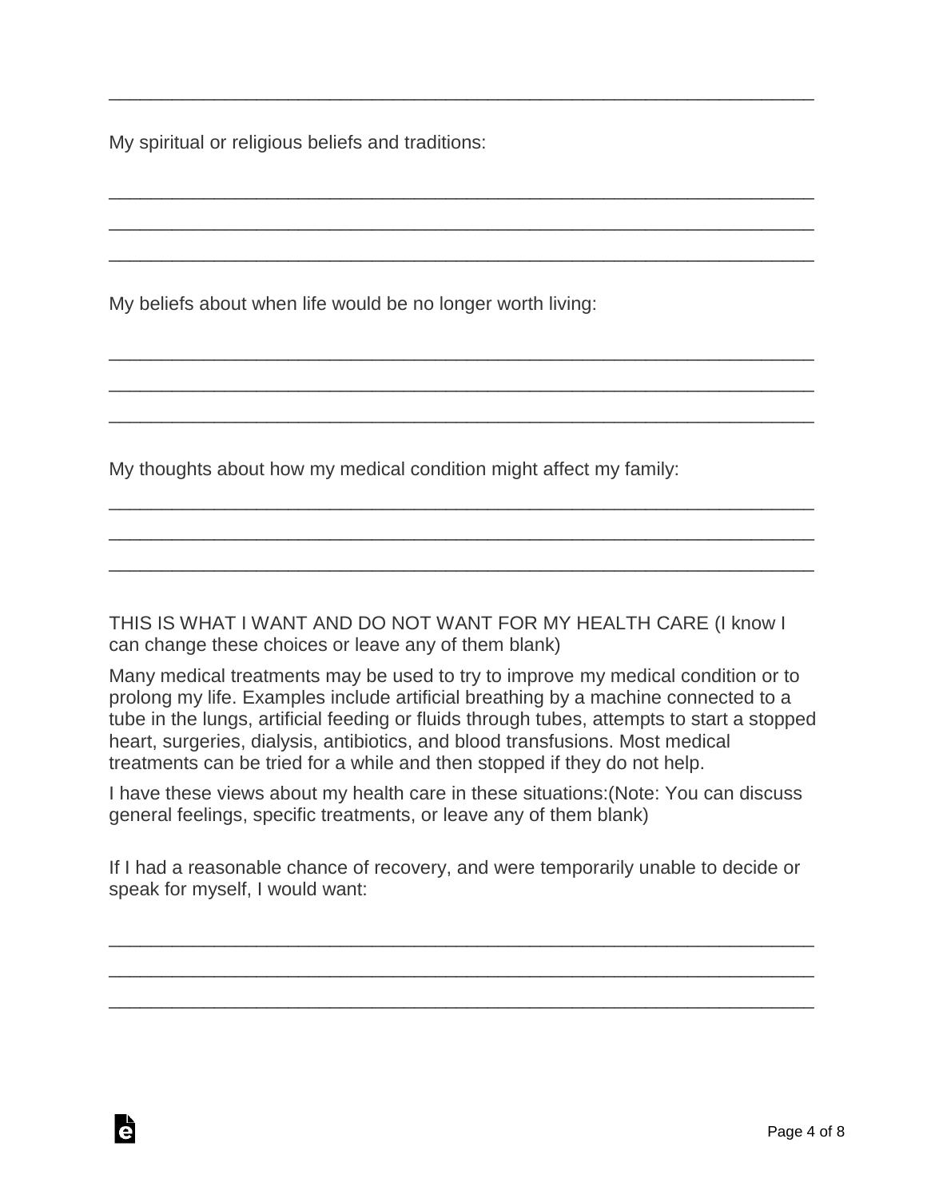\_\_\_\_\_\_\_\_\_\_\_\_\_\_\_\_\_\_\_\_\_\_\_\_\_\_\_\_\_\_\_\_\_\_\_\_\_\_\_\_\_\_\_\_\_\_\_\_\_\_\_\_\_\_\_\_\_\_\_\_\_\_\_\_

My spiritual or religious beliefs and traditions:

\_\_\_\_\_\_\_\_\_\_\_\_\_\_\_\_\_\_\_\_\_\_\_\_\_\_\_\_\_\_\_\_\_\_\_\_\_\_\_\_\_\_\_\_\_\_\_\_\_\_\_\_\_\_\_\_\_\_\_\_\_\_\_\_

\_\_\_\_\_\_\_\_\_\_\_\_\_\_\_\_\_\_\_\_\_\_\_\_\_\_\_\_\_\_\_\_\_\_\_\_\_\_\_\_\_\_\_\_\_\_\_\_\_\_\_\_\_\_\_\_\_\_\_\_\_\_\_\_

\_\_\_\_\_\_\_\_\_\_\_\_\_\_\_\_\_\_\_\_\_\_\_\_\_\_\_\_\_\_\_\_\_\_\_\_\_\_\_\_\_\_\_\_\_\_\_\_\_\_\_\_\_\_\_\_\_\_\_\_\_\_\_\_

My beliefs about when life would be no longer worth living:

\_\_\_\_\_\_\_\_\_\_\_\_\_\_\_\_\_\_\_\_\_\_\_\_\_\_\_\_\_\_\_\_\_\_\_\_\_\_\_\_\_\_\_\_\_\_\_\_\_\_\_\_\_\_\_\_\_\_\_\_\_\_\_\_

\_\_\_\_\_\_\_\_\_\_\_\_\_\_\_\_\_\_\_\_\_\_\_\_\_\_\_\_\_\_\_\_\_\_\_\_\_\_\_\_\_\_\_\_\_\_\_\_\_\_\_\_\_\_\_\_\_\_\_\_\_\_\_\_

\_\_\_\_\_\_\_\_\_\_\_\_\_\_\_\_\_\_\_\_\_\_\_\_\_\_\_\_\_\_\_\_\_\_\_\_\_\_\_\_\_\_\_\_\_\_\_\_\_\_\_\_\_\_\_\_\_\_\_\_\_\_\_\_

My thoughts about how my medical condition might affect my family:

\_\_\_\_\_\_\_\_\_\_\_\_\_\_\_\_\_\_\_\_\_\_\_\_\_\_\_\_\_\_\_\_\_\_\_\_\_\_\_\_\_\_\_\_\_\_\_\_\_\_\_\_\_\_\_\_\_\_\_\_\_\_\_\_

\_\_\_\_\_\_\_\_\_\_\_\_\_\_\_\_\_\_\_\_\_\_\_\_\_\_\_\_\_\_\_\_\_\_\_\_\_\_\_\_\_\_\_\_\_\_\_\_\_\_\_\_\_\_\_\_\_\_\_\_\_\_\_\_

\_\_\_\_\_\_\_\_\_\_\_\_\_\_\_\_\_\_\_\_\_\_\_\_\_\_\_\_\_\_\_\_\_\_\_\_\_\_\_\_\_\_\_\_\_\_\_\_\_\_\_\_\_\_\_\_\_\_\_\_\_\_\_\_

THIS IS WHAT I WANT AND DO NOT WANT FOR MY HEALTH CARE (I know I can change these choices or leave any of them blank)

Many medical treatments may be used to try to improve my medical condition or to prolong my life. Examples include artificial breathing by a machine connected to a tube in the lungs, artificial feeding or fluids through tubes, attempts to start a stopped heart, surgeries, dialysis, antibiotics, and blood transfusions. Most medical treatments can be tried for a while and then stopped if they do not help.

I have these views about my health care in these situations:(Note: You can discuss general feelings, specific treatments, or leave any of them blank)

If I had a reasonable chance of recovery, and were temporarily unable to decide or speak for myself, I would want:

\_\_\_\_\_\_\_\_\_\_\_\_\_\_\_\_\_\_\_\_\_\_\_\_\_\_\_\_\_\_\_\_\_\_\_\_\_\_\_\_\_\_\_\_\_\_\_\_\_\_\_\_\_\_\_\_\_\_\_\_\_\_\_\_

\_\_\_\_\_\_\_\_\_\_\_\_\_\_\_\_\_\_\_\_\_\_\_\_\_\_\_\_\_\_\_\_\_\_\_\_\_\_\_\_\_\_\_\_\_\_\_\_\_\_\_\_\_\_\_\_\_\_\_\_\_\_\_\_

\_\_\_\_\_\_\_\_\_\_\_\_\_\_\_\_\_\_\_\_\_\_\_\_\_\_\_\_\_\_\_\_\_\_\_\_\_\_\_\_\_\_\_\_\_\_\_\_\_\_\_\_\_\_\_\_\_\_\_\_\_\_\_\_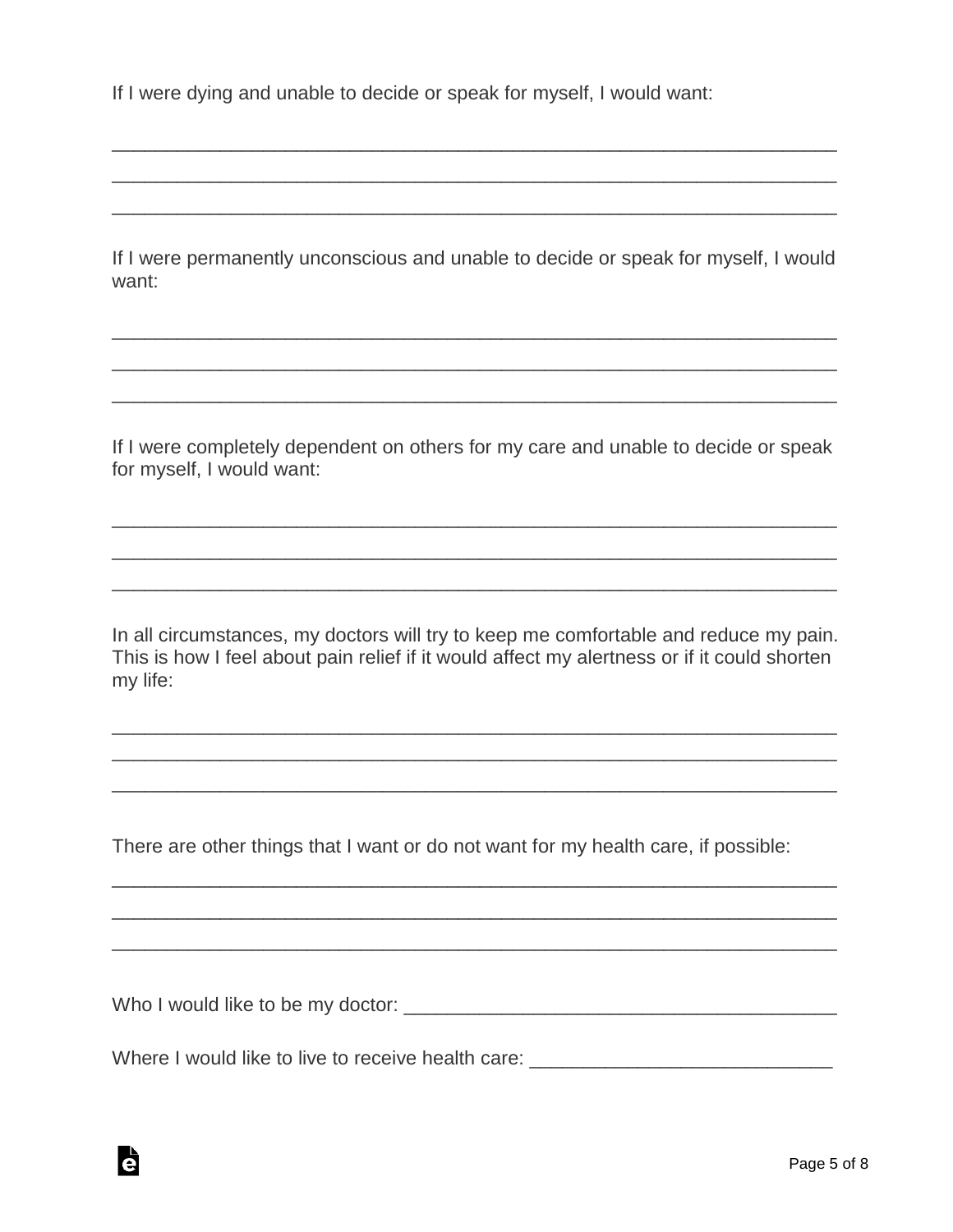If I were dying and unable to decide or speak for myself, I would want:

_____________________________________________________________________
_____________________________________________________________________
_____________________________________________________________________

If I were permanently unconscious and unable to decide or speak for myself, I would want:

_____________________________________________________________________
_____________________________________________________________________
_____________________________________________________________________

If I were completely dependent on others for my care and unable to decide or speak for myself, I would want:

_____________________________________________________________________
_____________________________________________________________________
_____________________________________________________________________

In all circumstances, my doctors will try to keep me comfortable and reduce my pain. This is how I feel about pain relief if it would affect my alertness or if it could shorten my life:

_____________________________________________________________________
_____________________________________________________________________
_____________________________________________________________________

There are other things that I want or do not want for my health care, if possible:

_____________________________________________________________________
_____________________________________________________________________
_____________________________________________________________________

Who I would like to be my doctor: ________________________________________

Where I would like to live to receive health care: ___________________________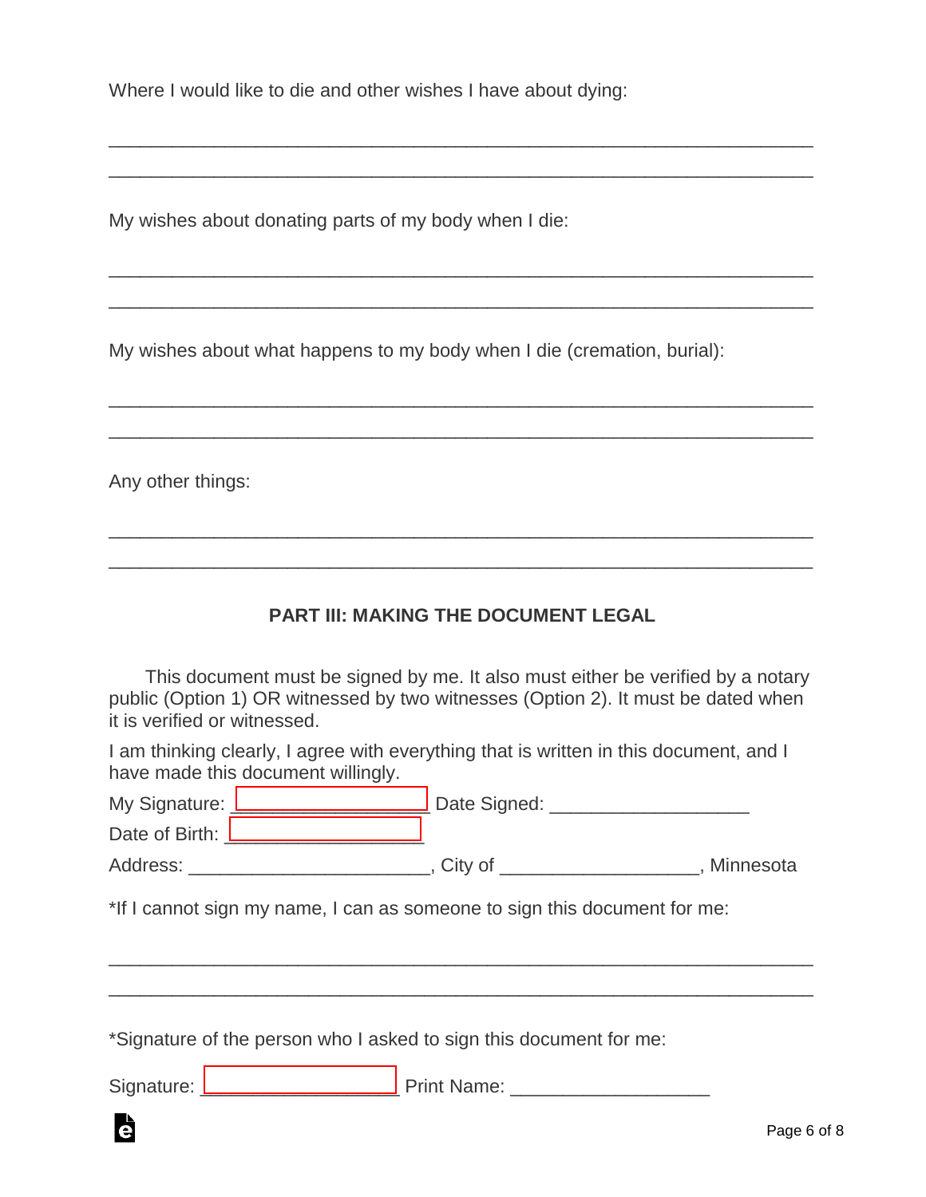Where I would like to die and other wishes I have about dying:

___________________________________________________________________

___________________________________________________________________

My wishes about donating parts of my body when I die:

___________________________________________________________________

___________________________________________________________________

My wishes about what happens to my body when I die (cremation, burial):

___________________________________________________________________

___________________________________________________________________

Any other things:

___________________________________________________________________

___________________________________________________________________

### PART III: MAKING THE DOCUMENT LEGAL

This document must be signed by me. It also must either be verified by a notary public (Option 1) OR witnessed by two witnesses (Option 2). It must be dated when it is verified or witnessed.

I am thinking clearly, I agree with everything that is written in this document, and I have made this document willingly.

My Signature: ___________________ Date Signed: ___________________

Date of Birth: ___________________

Address: _______________________, City of ___________________, Minnesota

*If I cannot sign my name, I can as someone to sign this document for me:

___________________________________________________________________

___________________________________________________________________

*Signature of the person who I asked to sign this document for me:

Signature: ___________________ Print Name: ___________________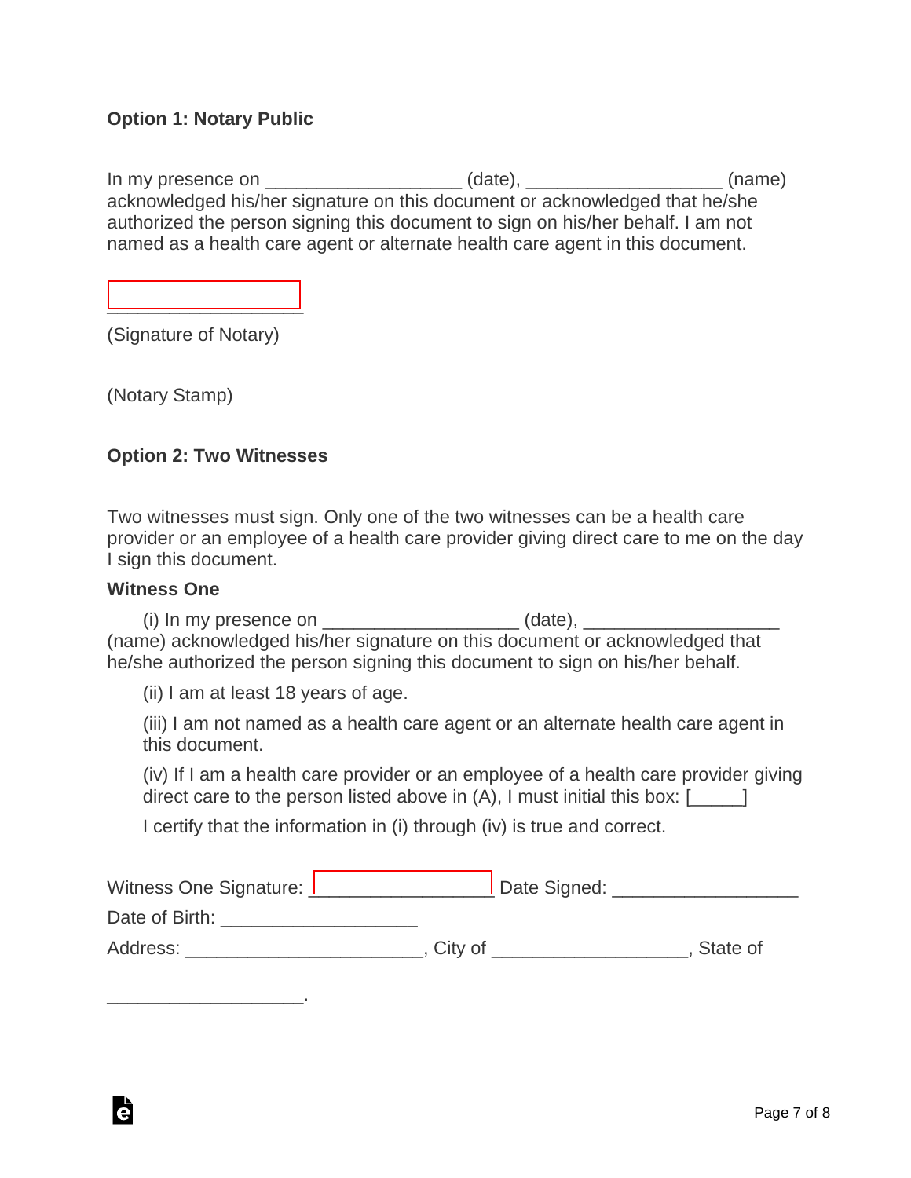**Option 1: Notary Public**

In my presence on ___________________ (date), ___________________ (name) acknowledged his/her signature on this document or acknowledged that he/she authorized the person signing this document to sign on his/her behalf. I am not named as a health care agent or alternate health care agent in this document.

___________________

(Signature of Notary)

(Notary Stamp)

**Option 2: Two Witnesses**

Two witnesses must sign. Only one of the two witnesses can be a health care provider or an employee of a health care provider giving direct care to me on the day I sign this document.

**Witness One**

(i) In my presence on ___________________ (date), ___________________ (name) acknowledged his/her signature on this document or acknowledged that he/she authorized the person signing this document to sign on his/her behalf.

(ii) I am at least 18 years of age.

(iii) I am not named as a health care agent or an alternate health care agent in this document.

(iv) If I am a health care provider or an employee of a health care provider giving direct care to the person listed above in (A), I must initial this box: [_____]

I certify that the information in (i) through (iv) is true and correct.

Witness One Signature: __________________ Date Signed: __________________

Date of Birth: ___________________

Address: _______________________, City of ___________________, State of ___________________.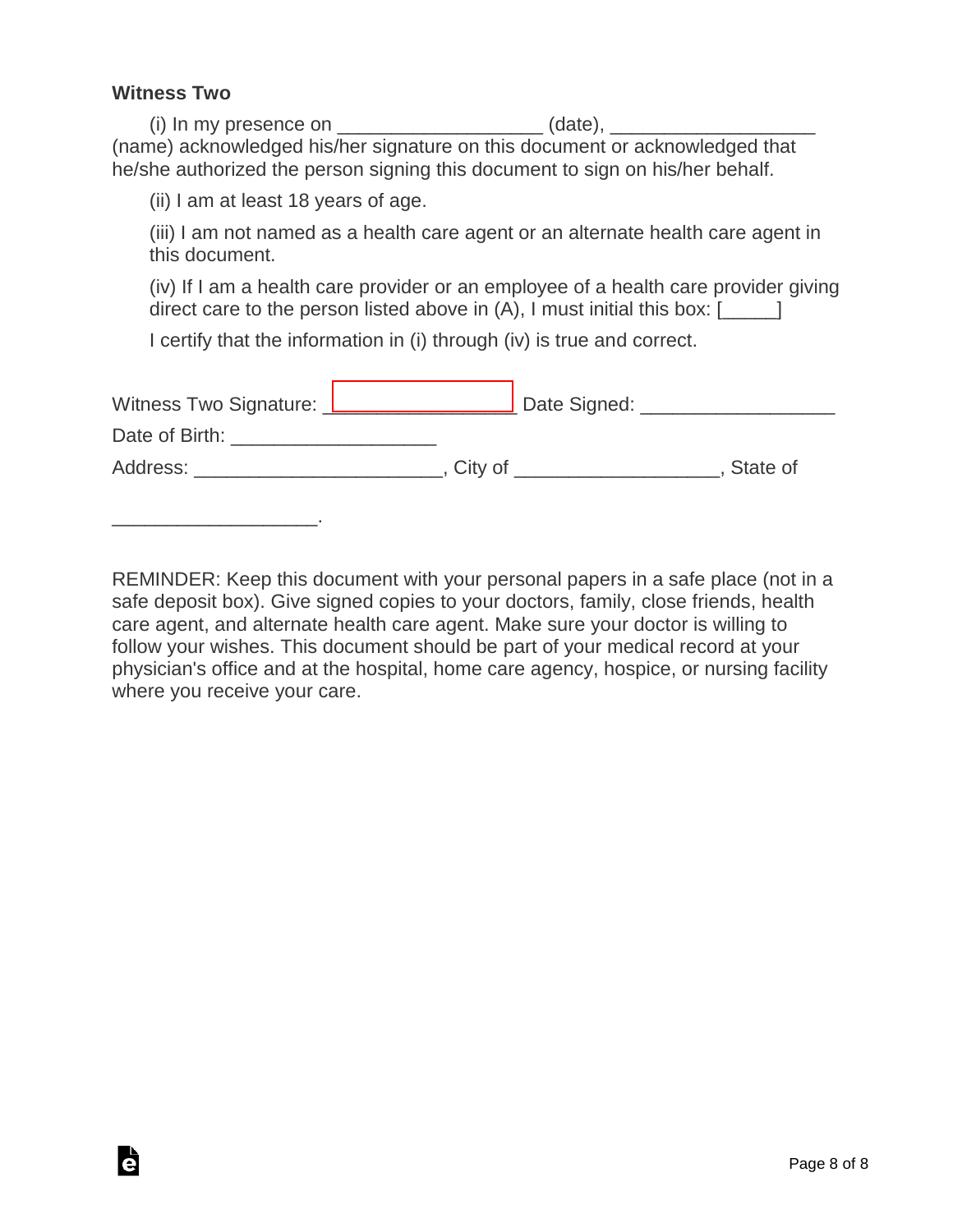**Witness Two**

(i) In my presence on ___________________ (date), ___________________ (name) acknowledged his/her signature on this document or acknowledged that he/she authorized the person signing this document to sign on his/her behalf.

(ii) I am at least 18 years of age.

(iii) I am not named as a health care agent or an alternate health care agent in this document.

(iv) If I am a health care provider or an employee of a health care provider giving direct care to the person listed above in (A), I must initial this box: [_____]

I certify that the information in (i) through (iv) is true and correct.

Witness Two Signature: __________________ Date Signed: __________________

Date of Birth: ___________________

Address: _______________________, City of ___________________, State of ___________________.

REMINDER: Keep this document with your personal papers in a safe place (not in a safe deposit box). Give signed copies to your doctors, family, close friends, health care agent, and alternate health care agent. Make sure your doctor is willing to follow your wishes. This document should be part of your medical record at your physician's office and at the hospital, home care agency, hospice, or nursing facility where you receive your care.